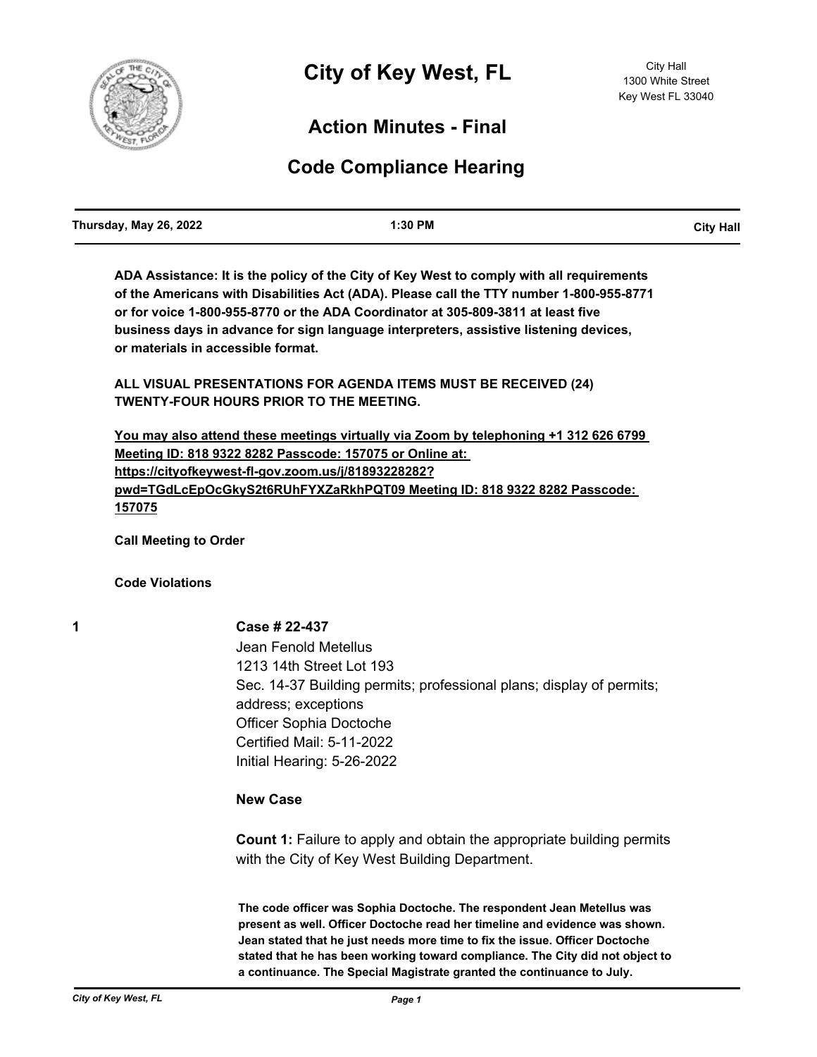# City of Key West, FL

City Hall
1300 White Street
Key West FL 33040

## Action Minutes - Final

## Code Compliance Hearing

| Thursday, May 26, 2022 | 1:30 PM | City Hall |
|---|---|---|

**ADA Assistance: It is the policy of the City of Key West to comply with all requirements of the Americans with Disabilities Act (ADA). Please call the TTY number 1-800-955-8771 or for voice 1-800-955-8770 or the ADA Coordinator at 305-809-3811 at least five business days in advance for sign language interpreters, assistive listening devices, or materials in accessible format.**

**ALL VISUAL PRESENTATIONS FOR AGENDA ITEMS MUST BE RECEIVED (24) TWENTY-FOUR HOURS PRIOR TO THE MEETING.**

**You may also attend these meetings virtually via Zoom by telephoning +1 312 626 6799 Meeting ID: 818 9322 8282 Passcode: 157075 or Online at: https://cityofkeywest-fl-gov.zoom.us/j/81893228282?pwd=TGdLcEpOcGkyS2t6RUhFYXZaRkhPQT09 Meeting ID: 818 9322 8282 Passcode: 157075**

**Call Meeting to Order**

**Code Violations**

1 **Case # 22-437**

Jean Fenold Metellus
1213 14th Street Lot 193
Sec. 14-37 Building permits; professional plans; display of permits; address; exceptions
Officer Sophia Doctoche
Certified Mail: 5-11-2022
Initial Hearing: 5-26-2022

**New Case**

**Count 1:** Failure to apply and obtain the appropriate building permits with the City of Key West Building Department.

**The code officer was Sophia Doctoche. The respondent Jean Metellus was present as well. Officer Doctoche read her timeline and evidence was shown. Jean stated that he just needs more time to fix the issue. Officer Doctoche stated that he has been working toward compliance. The City did not object to a continuance. The Special Magistrate granted the continuance to July.**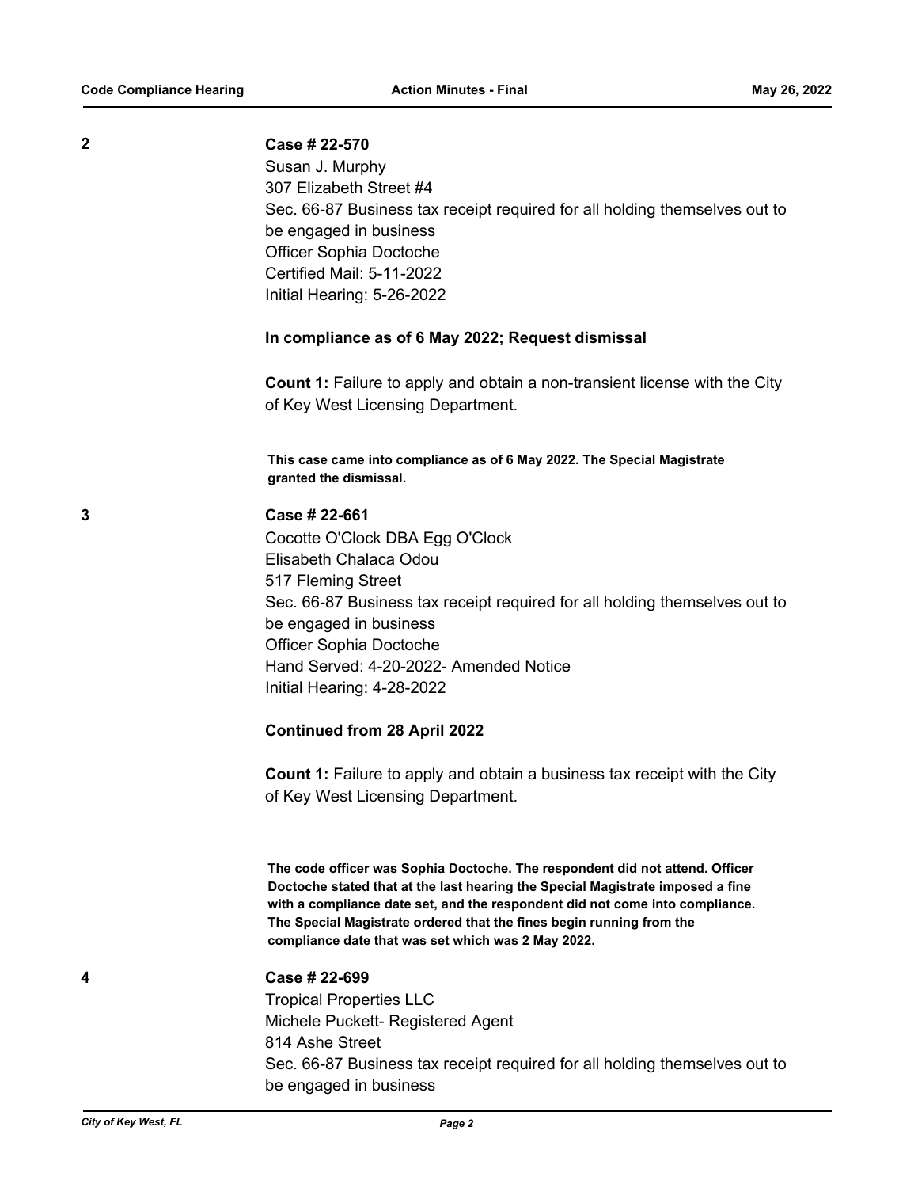**2**

**Case # 22-570**

Susan J. Murphy
307 Elizabeth Street #4
Sec. 66-87 Business tax receipt required for all holding themselves out to be engaged in business
Officer Sophia Doctoche
Certified Mail: 5-11-2022
Initial Hearing: 5-26-2022

**In compliance as of 6 May 2022; Request dismissal**

**Count 1:** Failure to apply and obtain a non-transient license with the City of Key West Licensing Department.

**This case came into compliance as of 6 May 2022. The Special Magistrate granted the dismissal.**

**3**

**Case # 22-661**

Cocotte O'Clock DBA Egg O'Clock
Elisabeth Chalaca Odou
517 Fleming Street
Sec. 66-87 Business tax receipt required for all holding themselves out to be engaged in business
Officer Sophia Doctoche
Hand Served: 4-20-2022- Amended Notice
Initial Hearing: 4-28-2022

**Continued from 28 April 2022**

**Count 1:** Failure to apply and obtain a business tax receipt with the City of Key West Licensing Department.

**The code officer was Sophia Doctoche. The respondent did not attend. Officer Doctoche stated that at the last hearing the Special Magistrate imposed a fine with a compliance date set, and the respondent did not come into compliance. The Special Magistrate ordered that the fines begin running from the compliance date that was set which was 2 May 2022.**

**4**

**Case # 22-699**

Tropical Properties LLC
Michele Puckett- Registered Agent
814 Ashe Street
Sec. 66-87 Business tax receipt required for all holding themselves out to be engaged in business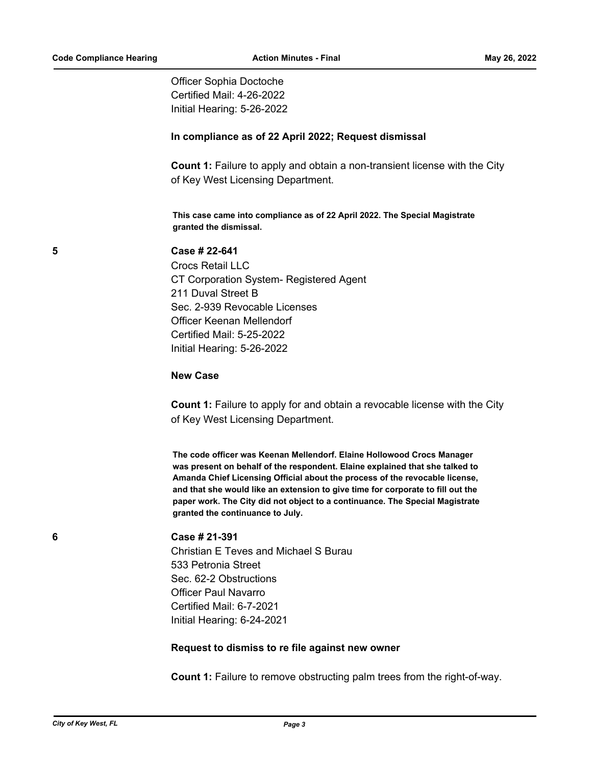Officer Sophia Doctoche
Certified Mail: 4-26-2022
Initial Hearing: 5-26-2022

**In compliance as of 22 April 2022; Request dismissal**

**Count 1:** Failure to apply and obtain a non-transient license with the City of Key West Licensing Department.

**This case came into compliance as of 22 April 2022. The Special Magistrate granted the dismissal.**

**5** **Case # 22-641**

Crocs Retail LLC
CT Corporation System- Registered Agent
211 Duval Street B
Sec. 2-939 Revocable Licenses
Officer Keenan Mellendorf
Certified Mail: 5-25-2022
Initial Hearing: 5-26-2022

**New Case**

**Count 1:** Failure to apply for and obtain a revocable license with the City of Key West Licensing Department.

**The code officer was Keenan Mellendorf. Elaine Hollowood Crocs Manager was present on behalf of the respondent. Elaine explained that she talked to Amanda Chief Licensing Official about the process of the revocable license, and that she would like an extension to give time for corporate to fill out the paper work. The City did not object to a continuance. The Special Magistrate granted the continuance to July.**

**6** **Case # 21-391**

Christian E Teves and Michael S Burau
533 Petronia Street
Sec. 62-2 Obstructions
Officer Paul Navarro
Certified Mail: 6-7-2021
Initial Hearing: 6-24-2021

**Request to dismiss to re file against new owner**

**Count 1:** Failure to remove obstructing palm trees from the right-of-way.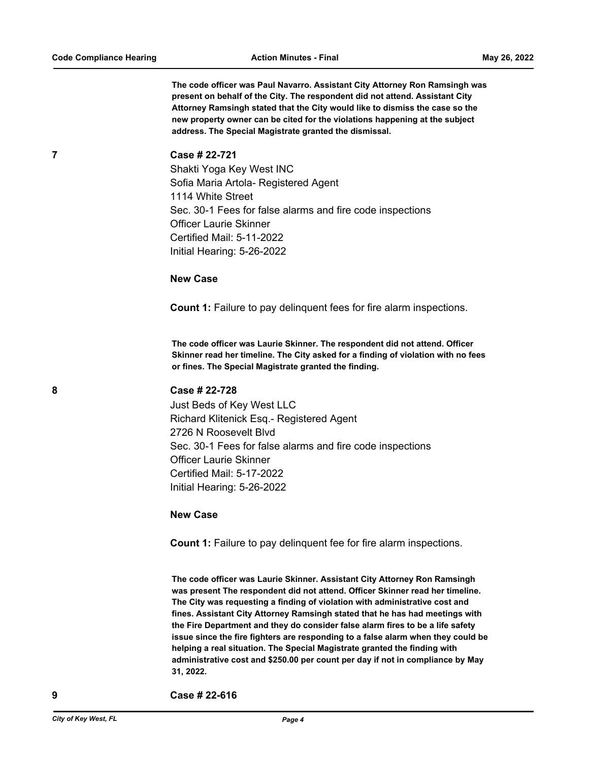The code officer was Paul Navarro. Assistant City Attorney Ron Ramsingh was present on behalf of the City. The respondent did not attend. Assistant City Attorney Ramsingh stated that the City would like to dismiss the case so the new property owner can be cited for the violations happening at the subject address. The Special Magistrate granted the dismissal.

**7** **Case # 22-721**

Shakti Yoga Key West INC
Sofia Maria Artola- Registered Agent
1114 White Street
Sec. 30-1 Fees for false alarms and fire code inspections
Officer Laurie Skinner
Certified Mail: 5-11-2022
Initial Hearing: 5-26-2022

**New Case**

**Count 1:** Failure to pay delinquent fees for fire alarm inspections.

**The code officer was Laurie Skinner. The respondent did not attend. Officer Skinner read her timeline. The City asked for a finding of violation with no fees or fines. The Special Magistrate granted the finding.**

**8** **Case # 22-728**

Just Beds of Key West LLC
Richard Klitenick Esq.- Registered Agent
2726 N Roosevelt Blvd
Sec. 30-1 Fees for false alarms and fire code inspections
Officer Laurie Skinner
Certified Mail: 5-17-2022
Initial Hearing: 5-26-2022

**New Case**

**Count 1:** Failure to pay delinquent fee for fire alarm inspections.

**The code officer was Laurie Skinner. Assistant City Attorney Ron Ramsingh was present The respondent did not attend. Officer Skinner read her timeline. The City was requesting a finding of violation with administrative cost and fines. Assistant City Attorney Ramsingh stated that he has had meetings with the Fire Department and they do consider false alarm fires to be a life safety issue since the fire fighters are responding to a false alarm when they could be helping a real situation. The Special Magistrate granted the finding with administrative cost and $250.00 per count per day if not in compliance by May 31, 2022.**

**9** **Case # 22-616**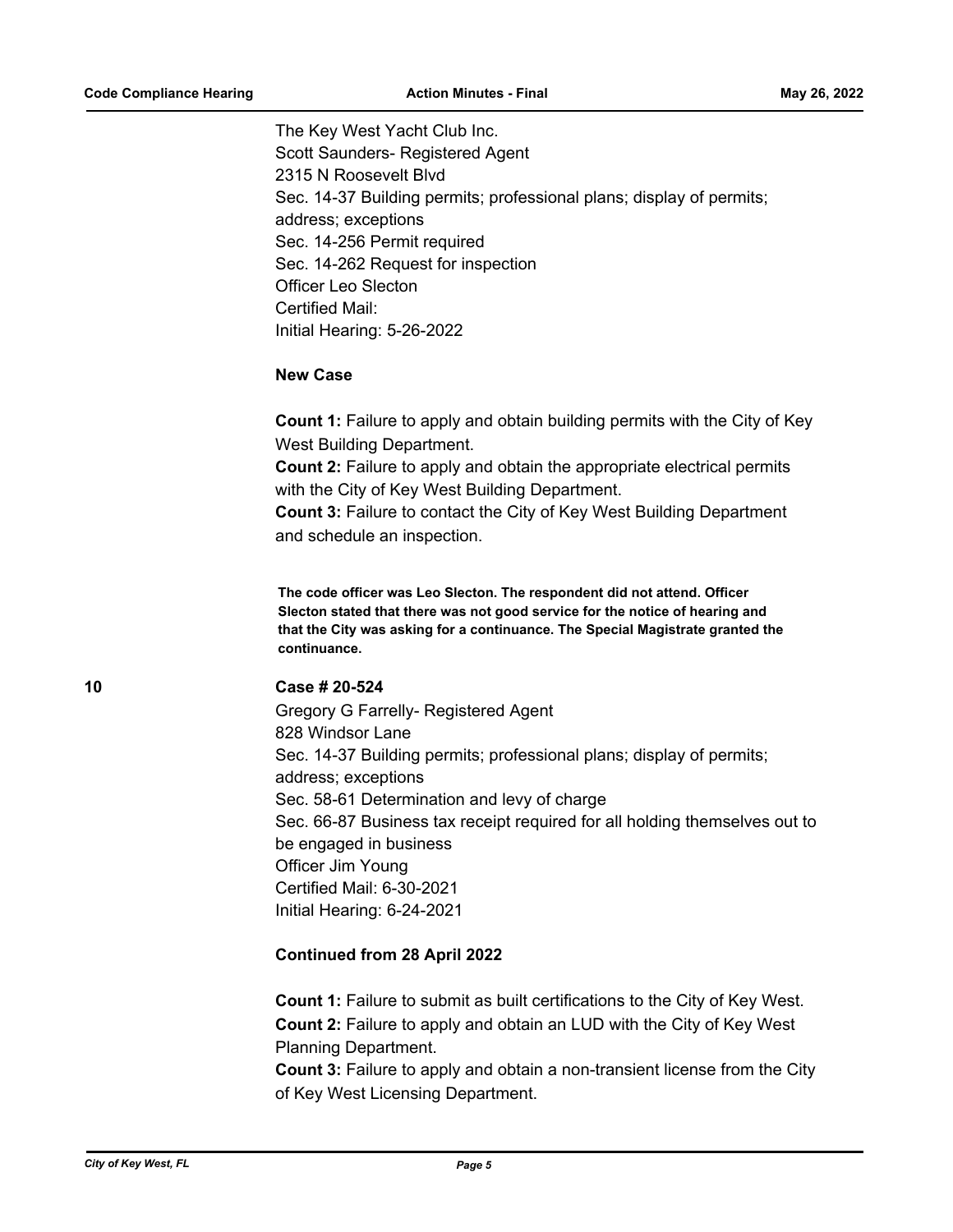The Key West Yacht Club Inc.
Scott Saunders- Registered Agent
2315 N Roosevelt Blvd
Sec. 14-37 Building permits; professional plans; display of permits; address; exceptions
Sec. 14-256 Permit required
Sec. 14-262 Request for inspection
Officer Leo Slecton
Certified Mail:
Initial Hearing: 5-26-2022

**New Case**

**Count 1:** Failure to apply and obtain building permits with the City of Key West Building Department.
**Count 2:** Failure to apply and obtain the appropriate electrical permits with the City of Key West Building Department.
**Count 3:** Failure to contact the City of Key West Building Department and schedule an inspection.

**The code officer was Leo Slecton. The respondent did not attend. Officer Slecton stated that there was not good service for the notice of hearing and that the City was asking for a continuance. The Special Magistrate granted the continuance.**

10 **Case # 20-524**

Gregory G Farrelly- Registered Agent
828 Windsor Lane
Sec. 14-37 Building permits; professional plans; display of permits; address; exceptions
Sec. 58-61 Determination and levy of charge
Sec. 66-87 Business tax receipt required for all holding themselves out to be engaged in business
Officer Jim Young
Certified Mail: 6-30-2021
Initial Hearing: 6-24-2021

**Continued from 28 April 2022**

**Count 1:** Failure to submit as built certifications to the City of Key West.
**Count 2:** Failure to apply and obtain an LUD with the City of Key West Planning Department.
**Count 3:** Failure to apply and obtain a non-transient license from the City of Key West Licensing Department.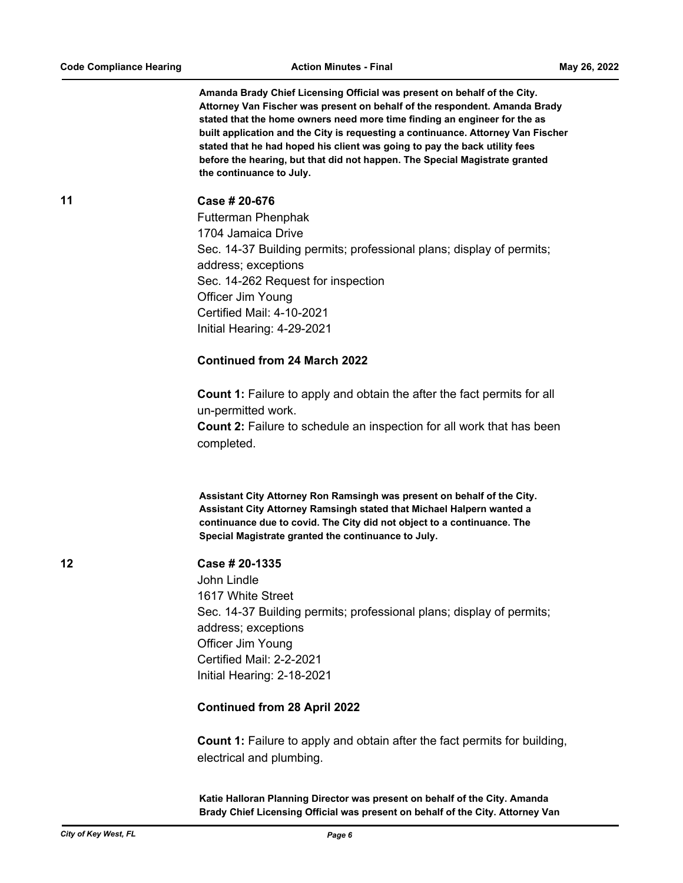**Amanda Brady Chief Licensing Official was present on behalf of the City. Attorney Van Fischer was present on behalf of the respondent. Amanda Brady stated that the home owners need more time finding an engineer for the as built application and the City is requesting a continuance. Attorney Van Fischer stated that he had hoped his client was going to pay the back utility fees before the hearing, but that did not happen. The Special Magistrate granted the continuance to July.**

**11** **Case # 20-676**

Futterman Phenphak
1704 Jamaica Drive
Sec. 14-37 Building permits; professional plans; display of permits; address; exceptions
Sec. 14-262 Request for inspection
Officer Jim Young
Certified Mail: 4-10-2021
Initial Hearing: 4-29-2021

**Continued from 24 March 2022**

**Count 1:** Failure to apply and obtain the after the fact permits for all un-permitted work.
**Count 2:** Failure to schedule an inspection for all work that has been completed.

**Assistant City Attorney Ron Ramsingh was present on behalf of the City. Assistant City Attorney Ramsingh stated that Michael Halpern wanted a continuance due to covid. The City did not object to a continuance. The Special Magistrate granted the continuance to July.**

**12** **Case # 20-1335**

John Lindle
1617 White Street
Sec. 14-37 Building permits; professional plans; display of permits; address; exceptions
Officer Jim Young
Certified Mail: 2-2-2021
Initial Hearing: 2-18-2021

**Continued from 28 April 2022**

**Count 1:** Failure to apply and obtain after the fact permits for building, electrical and plumbing.

**Katie Halloran Planning Director was present on behalf of the City. Amanda Brady Chief Licensing Official was present on behalf of the City. Attorney Van**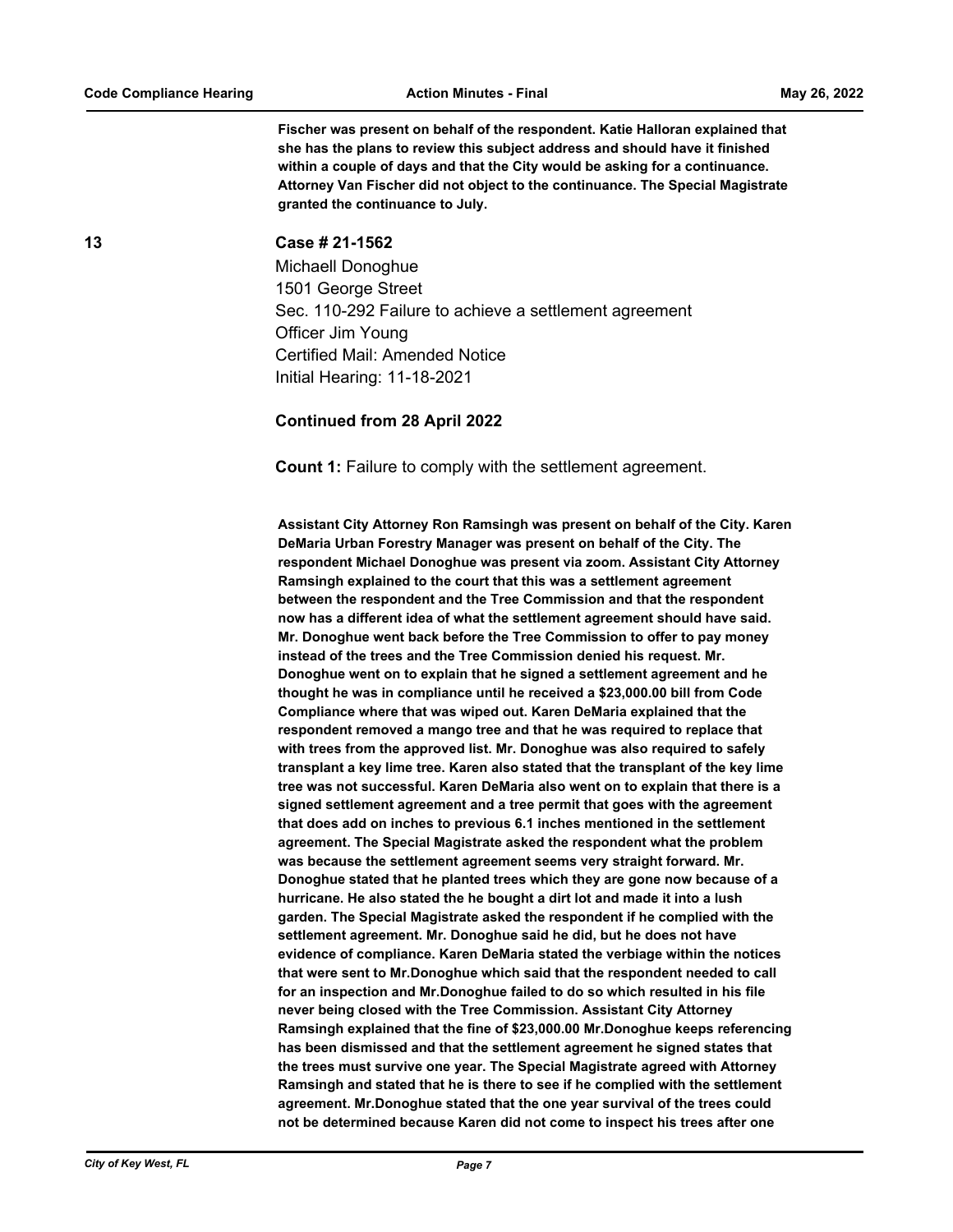**Fischer was present on behalf of the respondent. Katie Halloran explained that she has the plans to review this subject address and should have it finished within a couple of days and that the City would be asking for a continuance. Attorney Van Fischer did not object to the continuance. The Special Magistrate granted the continuance to July.**

13

**Case # 21-1562**

Michaell Donoghue
1501 George Street
Sec. 110-292 Failure to achieve a settlement agreement
Officer Jim Young
Certified Mail: Amended Notice
Initial Hearing: 11-18-2021

**Continued from 28 April 2022**

**Count 1:** Failure to comply with the settlement agreement.

**Assistant City Attorney Ron Ramsingh was present on behalf of the City. Karen DeMaria Urban Forestry Manager was present on behalf of the City. The respondent Michael Donoghue was present via zoom. Assistant City Attorney Ramsingh explained to the court that this was a settlement agreement between the respondent and the Tree Commission and that the respondent now has a different idea of what the settlement agreement should have said. Mr. Donoghue went back before the Tree Commission to offer to pay money instead of the trees and the Tree Commission denied his request. Mr. Donoghue went on to explain that he signed a settlement agreement and he thought he was in compliance until he received a $23,000.00 bill from Code Compliance where that was wiped out. Karen DeMaria explained that the respondent removed a mango tree and that he was required to replace that with trees from the approved list. Mr. Donoghue was also required to safely transplant a key lime tree. Karen also stated that the transplant of the key lime tree was not successful. Karen DeMaria also went on to explain that there is a signed settlement agreement and a tree permit that goes with the agreement that does add on inches to previous 6.1 inches mentioned in the settlement agreement. The Special Magistrate asked the respondent what the problem was because the settlement agreement seems very straight forward. Mr. Donoghue stated that he planted trees which they are gone now because of a hurricane. He also stated the he bought a dirt lot and made it into a lush garden. The Special Magistrate asked the respondent if he complied with the settlement agreement. Mr. Donoghue said he did, but he does not have evidence of compliance. Karen DeMaria stated the verbiage within the notices that were sent to Mr.Donoghue which said that the respondent needed to call for an inspection and Mr.Donoghue failed to do so which resulted in his file never being closed with the Tree Commission. Assistant City Attorney Ramsingh explained that the fine of $23,000.00 Mr.Donoghue keeps referencing has been dismissed and that the settlement agreement he signed states that the trees must survive one year. The Special Magistrate agreed with Attorney Ramsingh and stated that he is there to see if he complied with the settlement agreement. Mr.Donoghue stated that the one year survival of the trees could not be determined because Karen did not come to inspect his trees after one**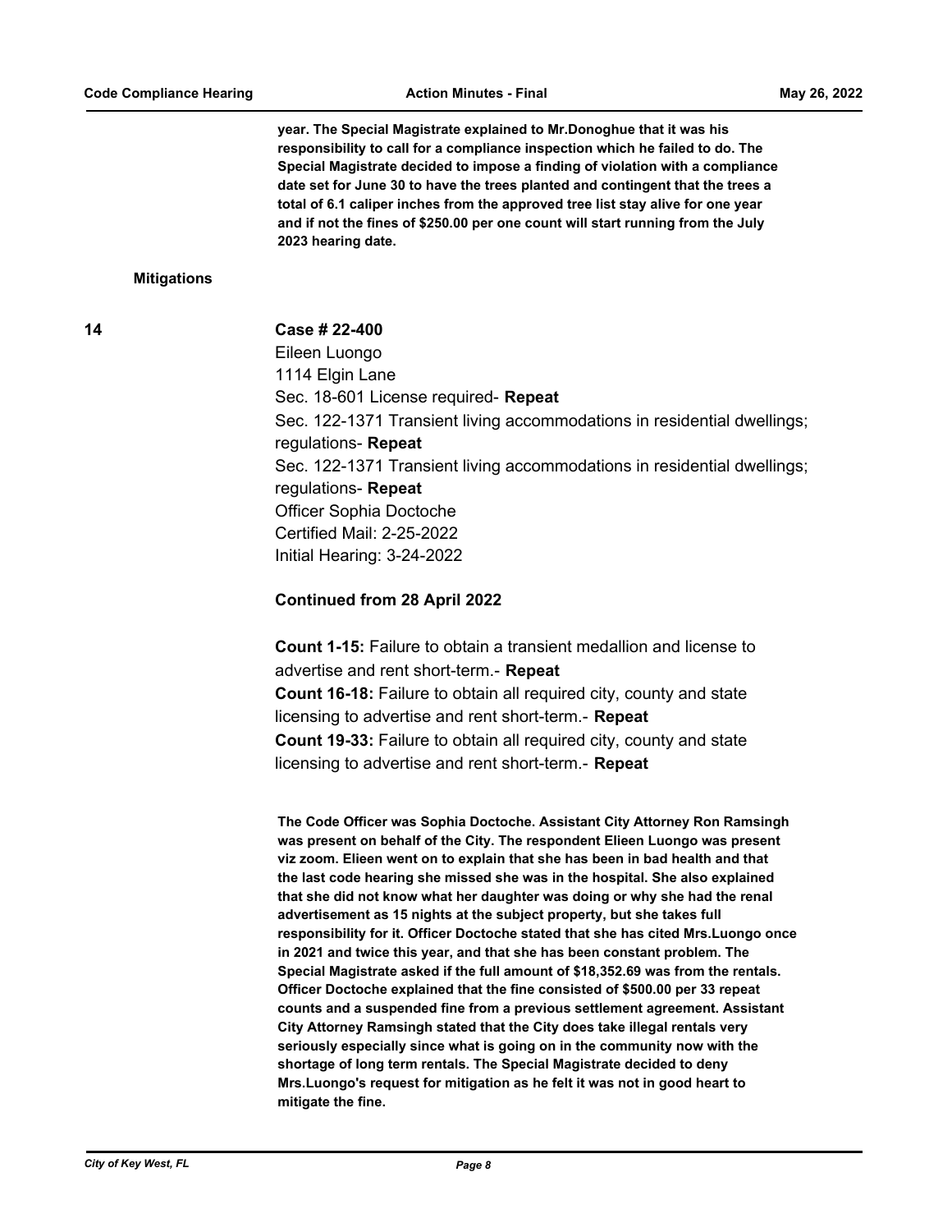**year. The Special Magistrate explained to Mr.Donoghue that it was his responsibility to call for a compliance inspection which he failed to do. The Special Magistrate decided to impose a finding of violation with a compliance date set for June 30 to have the trees planted and contingent that the trees a total of 6.1 caliper inches from the approved tree list stay alive for one year and if not the fines of $250.00 per one count will start running from the July 2023 hearing date.**

**Mitigations**

**14** **Case # 22-400**

Eileen Luongo
1114 Elgin Lane
Sec. 18-601 License required- **Repeat**
Sec. 122-1371 Transient living accommodations in residential dwellings; regulations- **Repeat**
Sec. 122-1371 Transient living accommodations in residential dwellings; regulations- **Repeat**
Officer Sophia Doctoche
Certified Mail: 2-25-2022
Initial Hearing: 3-24-2022

**Continued from 28 April 2022**

**Count 1-15:** Failure to obtain a transient medallion and license to advertise and rent short-term.- **Repeat**
**Count 16-18:** Failure to obtain all required city, county and state licensing to advertise and rent short-term.- **Repeat**
**Count 19-33:** Failure to obtain all required city, county and state licensing to advertise and rent short-term.- **Repeat**

**The Code Officer was Sophia Doctoche. Assistant City Attorney Ron Ramsingh was present on behalf of the City. The respondent Elieen Luongo was present viz zoom. Elieen went on to explain that she has been in bad health and that the last code hearing she missed she was in the hospital. She also explained that she did not know what her daughter was doing or why she had the renal advertisement as 15 nights at the subject property, but she takes full responsibility for it. Officer Doctoche stated that she has cited Mrs.Luongo once in 2021 and twice this year, and that she has been constant problem. The Special Magistrate asked if the full amount of $18,352.69 was from the rentals. Officer Doctoche explained that the fine consisted of $500.00 per 33 repeat counts and a suspended fine from a previous settlement agreement. Assistant City Attorney Ramsingh stated that the City does take illegal rentals very seriously especially since what is going on in the community now with the shortage of long term rentals. The Special Magistrate decided to deny Mrs.Luongo's request for mitigation as he felt it was not in good heart to mitigate the fine.**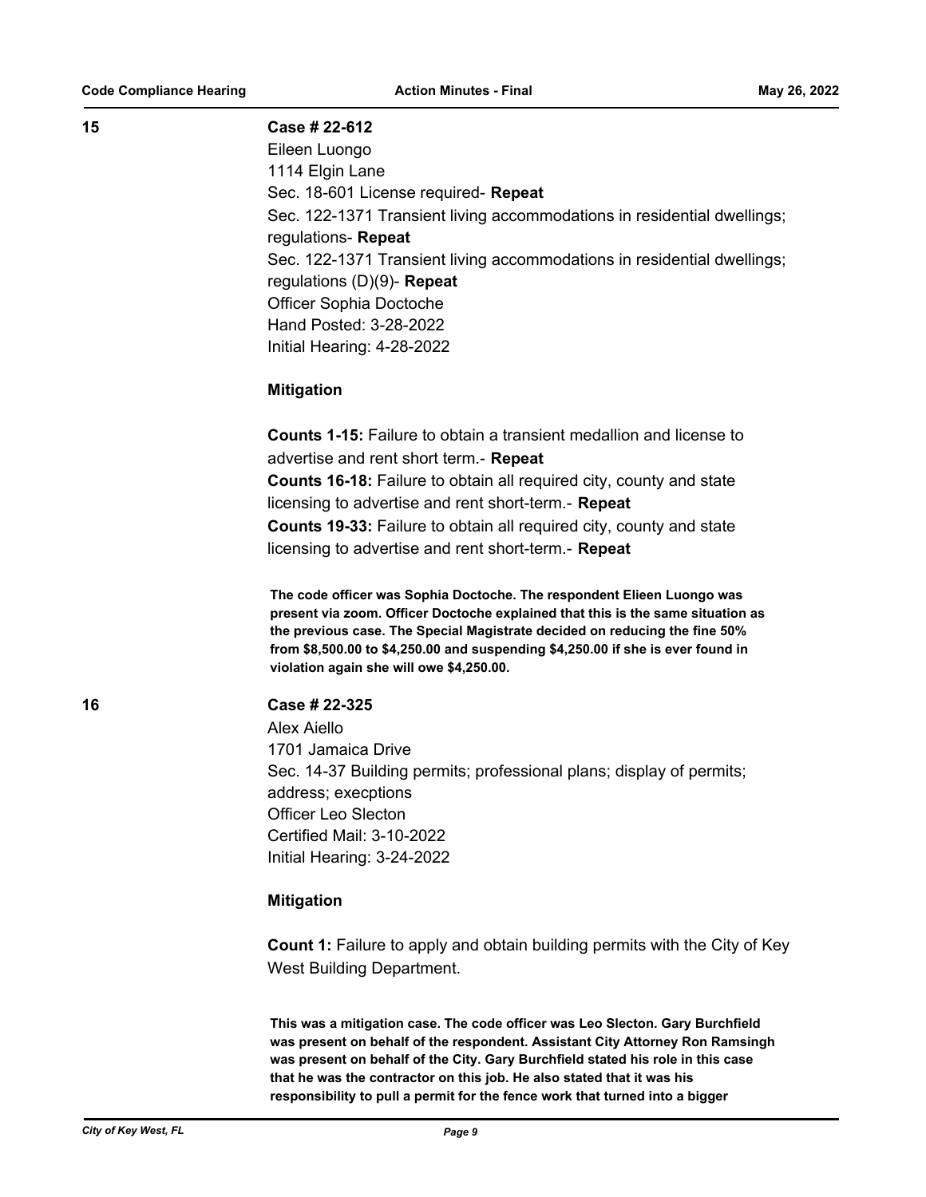**15** **Case # 22-612**

Eileen Luongo
1114 Elgin Lane
Sec. 18-601 License required- **Repeat**
Sec. 122-1371 Transient living accommodations in residential dwellings; regulations- **Repeat**
Sec. 122-1371 Transient living accommodations in residential dwellings; regulations (D)(9)- **Repeat**
Officer Sophia Doctoche
Hand Posted: 3-28-2022
Initial Hearing: 4-28-2022

**Mitigation**

**Counts 1-15:** Failure to obtain a transient medallion and license to advertise and rent short term.- **Repeat**
**Counts 16-18:** Failure to obtain all required city, county and state licensing to advertise and rent short-term.- **Repeat**
**Counts 19-33:** Failure to obtain all required city, county and state licensing to advertise and rent short-term.- **Repeat**

**The code officer was Sophia Doctoche. The respondent Elieen Luongo was present via zoom. Officer Doctoche explained that this is the same situation as the previous case. The Special Magistrate decided on reducing the fine 50% from $8,500.00 to $4,250.00 and suspending $4,250.00 if she is ever found in violation again she will owe $4,250.00.**

**16** **Case # 22-325**

Alex Aiello
1701 Jamaica Drive
Sec. 14-37 Building permits; professional plans; display of permits; address; execptions
Officer Leo Slecton
Certified Mail: 3-10-2022
Initial Hearing: 3-24-2022

**Mitigation**

**Count 1:** Failure to apply and obtain building permits with the City of Key West Building Department.

**This was a mitigation case. The code officer was Leo Slecton. Gary Burchfield was present on behalf of the respondent. Assistant City Attorney Ron Ramsingh was present on behalf of the City. Gary Burchfield stated his role in this case that he was the contractor on this job. He also stated that it was his responsibility to pull a permit for the fence work that turned into a bigger**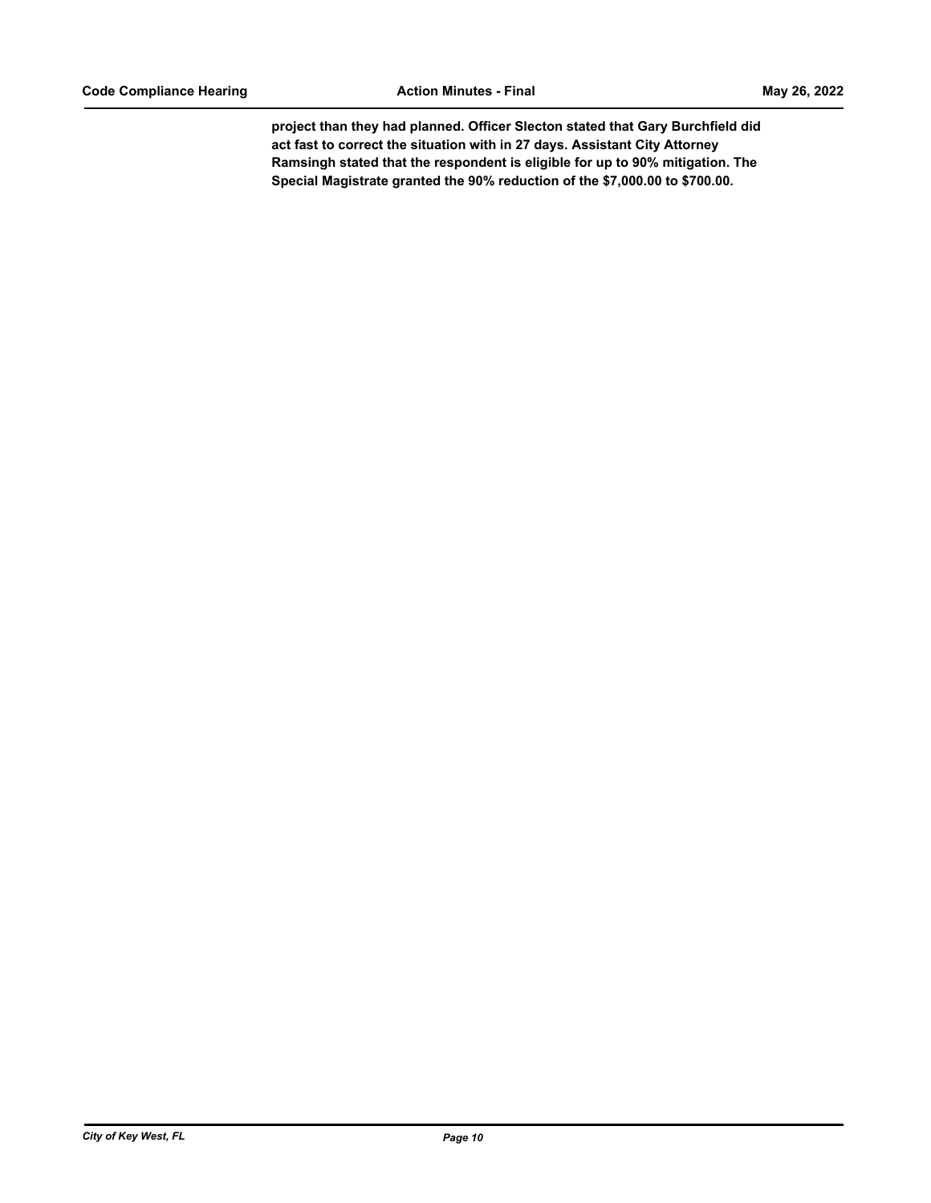**project than they had planned. Officer Slecton stated that Gary Burchfield did act fast to correct the situation with in 27 days. Assistant City Attorney Ramsingh stated that the respondent is eligible for up to 90% mitigation. The Special Magistrate granted the 90% reduction of the $7,000.00 to $700.00.**